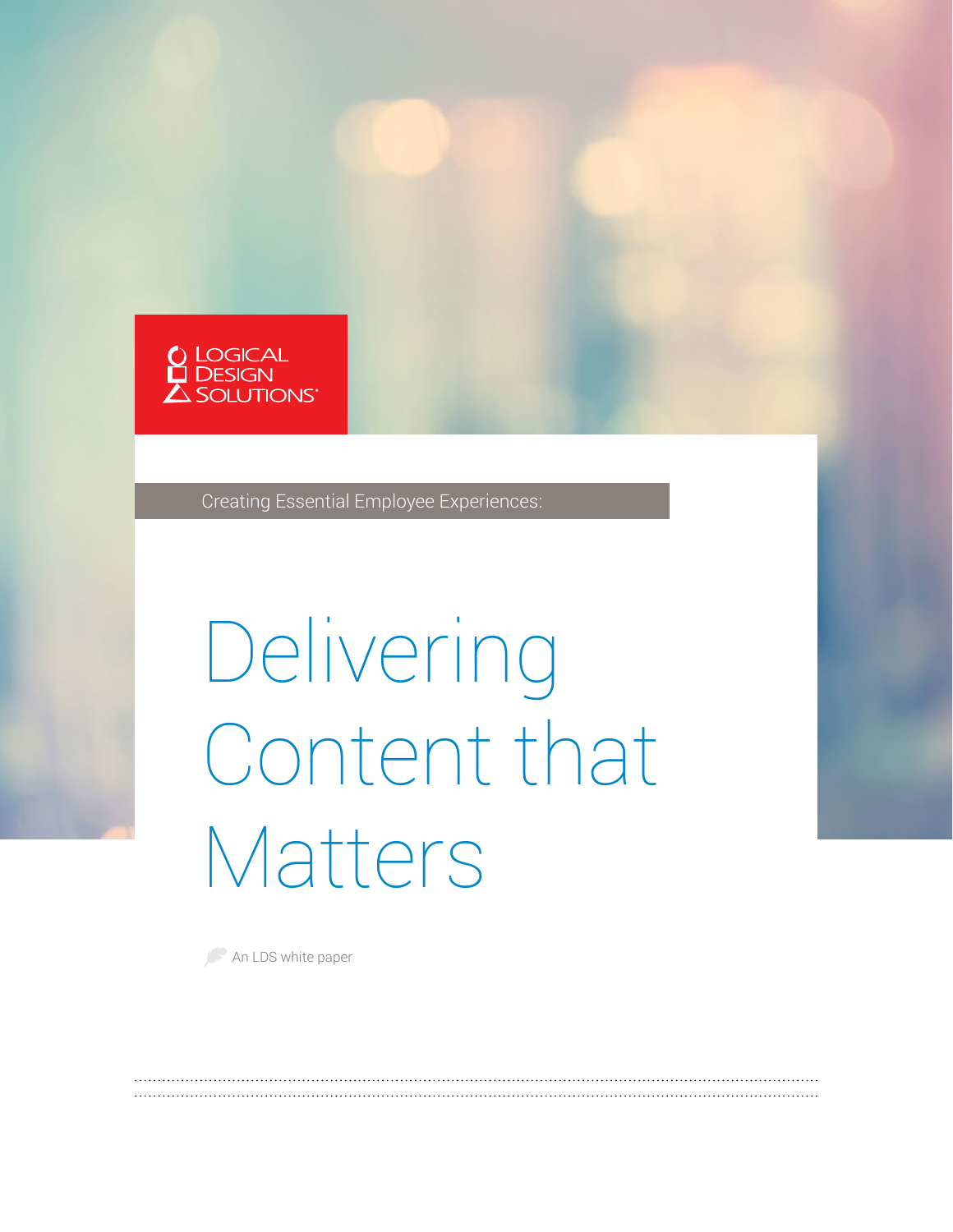LOGICAL DESIGN SOLUTIONS®

Creating Essential Employee Experiences:

# Delivering Content that Matters

An LDS white paper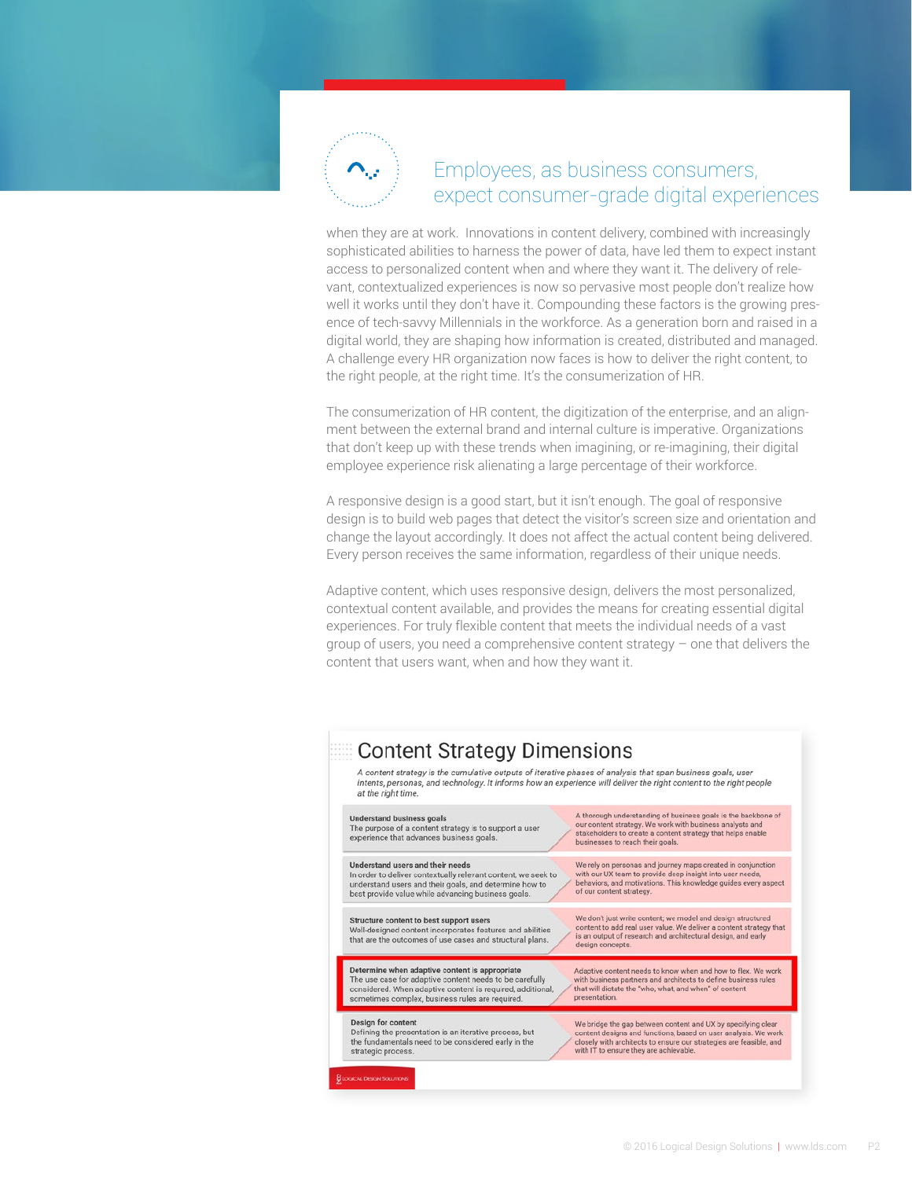## Employees, as business consumers, expect consumer-grade digital experiences

when they are at work. Innovations in content delivery, combined with increasingly sophisticated abilities to harness the power of data, have led them to expect instant access to personalized content when and where they want it. The delivery of relevant, contextualized experiences is now so pervasive most people don't realize how well it works until they don't have it. Compounding these factors is the growing presence of tech-savvy Millennials in the workforce. As a generation born and raised in a digital world, they are shaping how information is created, distributed and managed. A challenge every HR organization now faces is how to deliver the right content, to the right people, at the right time. It's the consumerization of HR.

The consumerization of HR content, the digitization of the enterprise, and an alignment between the external brand and internal culture is imperative. Organizations that don't keep up with these trends when imagining, or re-imagining, their digital employee experience risk alienating a large percentage of their workforce.

A responsive design is a good start, but it isn't enough. The goal of responsive design is to build web pages that detect the visitor's screen size and orientation and change the layout accordingly. It does not affect the actual content being delivered. Every person receives the same information, regardless of their unique needs.

Adaptive content, which uses responsive design, delivers the most personalized, contextual content available, and provides the means for creating essential digital experiences. For truly flexible content that meets the individual needs of a vast group of users, you need a comprehensive content strategy – one that delivers the content that users want, when and how they want it.

### Content Strategy Dimensions

*A content strategy is the cumulative outputs of iterative phases of analysis that span business goals, user intents, personas, and technology. It informs how an experience will deliver the right content to the right people at the right time.*

| Dimension | Description |
|---|---|
| **Understand business goals** The purpose of a content strategy is to support a user experience that advances business goals. | A thorough understanding of business goals is the backbone of our content strategy. We work with business analysts and stakeholders to create a content strategy that helps enable businesses to reach their goals. |
| **Understand users and their needs** In order to deliver contextually relevant content, we seek to understand users and their goals, and determine how to best provide value while advancing business goals. | We rely on personas and journey maps created in conjunction with our UX team to provide deep insight into user needs, behaviors, and motivations. This knowledge guides every aspect of our content strategy. |
| **Structure content to best support users** Well-designed content incorporates features and abilities that are the outcomes of use cases and structural plans. | We don't just write content; we model and design structured content to add real user value. We deliver a content strategy that is an output of research and architectural design, and early design concepts. |
| **Determine when adaptive content is appropriate** The use case for adaptive content needs to be carefully considered. When adaptive content is required, additional, sometimes complex, business rules are required. | Adaptive content needs to know when and how to flex. We work with business partners and architects to define business rules that will dictate the "who, what, and when" of content presentation. |
| **Design for content** Defining the presentation is an iterative process, but the fundamentals need to be considered early in the strategic process. | We bridge the gap between content and UX by specifying clear content designs and functions, based on user analysis. We work closely with architects to ensure our strategies are feasible, and with IT to ensure they are achievable. |

Logical Design Solutions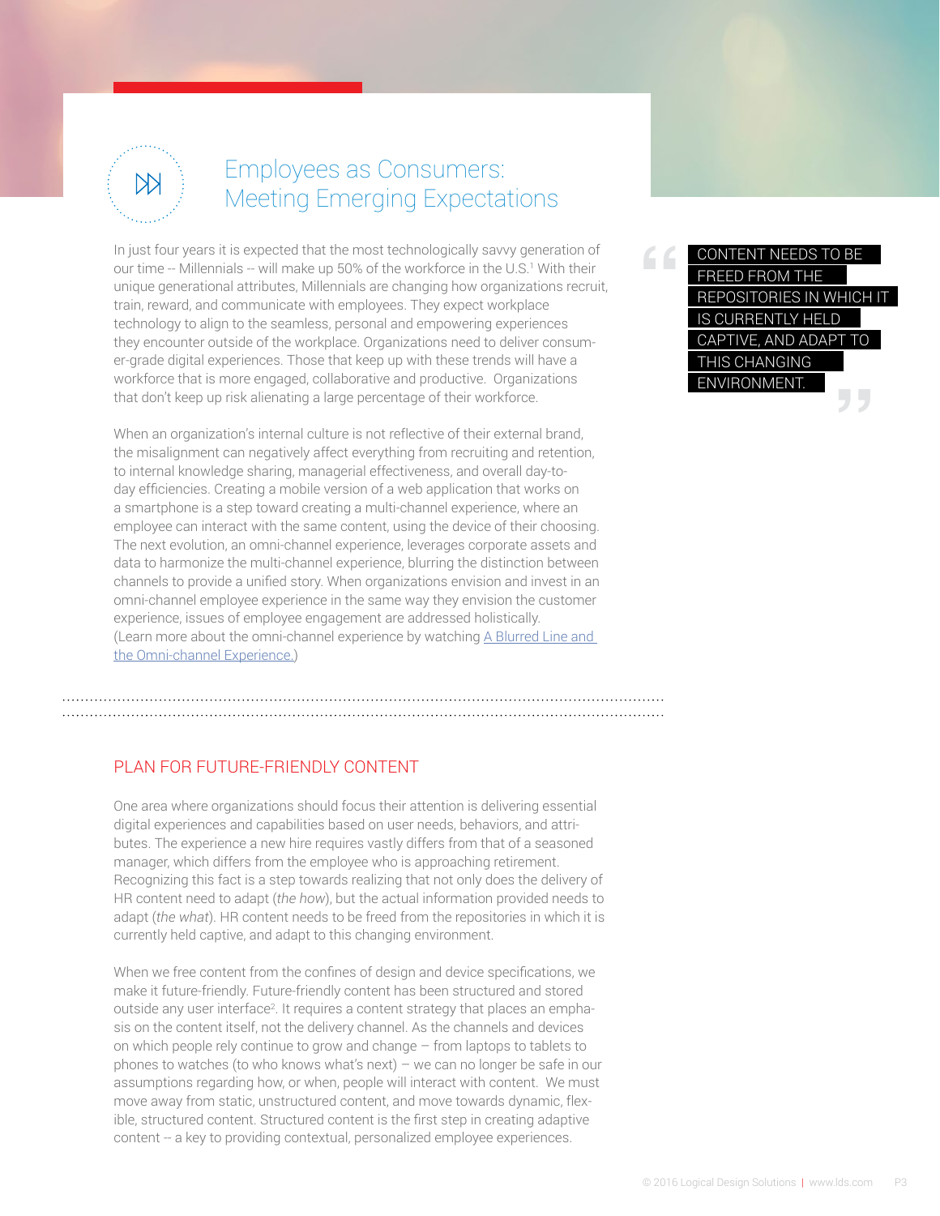## Employees as Consumers: Meeting Emerging Expectations

In just four years it is expected that the most technologically savvy generation of our time -- Millennials -- will make up 50% of the workforce in the U.S.[1] With their unique generational attributes, Millennials are changing how organizations recruit, train, reward, and communicate with employees. They expect workplace technology to align to the seamless, personal and empowering experiences they encounter outside of the workplace. Organizations need to deliver consumer-grade digital experiences. Those that keep up with these trends will have a workforce that is more engaged, collaborative and productive. Organizations that don't keep up risk alienating a large percentage of their workforce.

When an organization's internal culture is not reflective of their external brand, the misalignment can negatively affect everything from recruiting and retention, to internal knowledge sharing, managerial effectiveness, and overall day-to-day efficiencies. Creating a mobile version of a web application that works on a smartphone is a step toward creating a multi-channel experience, where an employee can interact with the same content, using the device of their choosing. The next evolution, an omni-channel experience, leverages corporate assets and data to harmonize the multi-channel experience, blurring the distinction between channels to provide a unified story. When organizations envision and invest in an omni-channel employee experience in the same way they envision the customer experience, issues of employee engagement are addressed holistically. (Learn more about the omni-channel experience by watching A Blurred Line and the Omni-channel Experience.)

> "CONTENT NEEDS TO BE FREED FROM THE REPOSITORIES IN WHICH IT IS CURRENTLY HELD CAPTIVE, AND ADAPT TO THIS CHANGING ENVIRONMENT."

### PLAN FOR FUTURE-FRIENDLY CONTENT

One area where organizations should focus their attention is delivering essential digital experiences and capabilities based on user needs, behaviors, and attributes. The experience a new hire requires vastly differs from that of a seasoned manager, which differs from the employee who is approaching retirement. Recognizing this fact is a step towards realizing that not only does the delivery of HR content need to adapt (*the how*), but the actual information provided needs to adapt (*the what*). HR content needs to be freed from the repositories in which it is currently held captive, and adapt to this changing environment.

When we free content from the confines of design and device specifications, we make it future-friendly. Future-friendly content has been structured and stored outside any user interface[2]. It requires a content strategy that places an emphasis on the content itself, not the delivery channel. As the channels and devices on which people rely continue to grow and change – from laptops to tablets to phones to watches (to who knows what's next) – we can no longer be safe in our assumptions regarding how, or when, people will interact with content. We must move away from static, unstructured content, and move towards dynamic, flexible, structured content. Structured content is the first step in creating adaptive content -- a key to providing contextual, personalized employee experiences.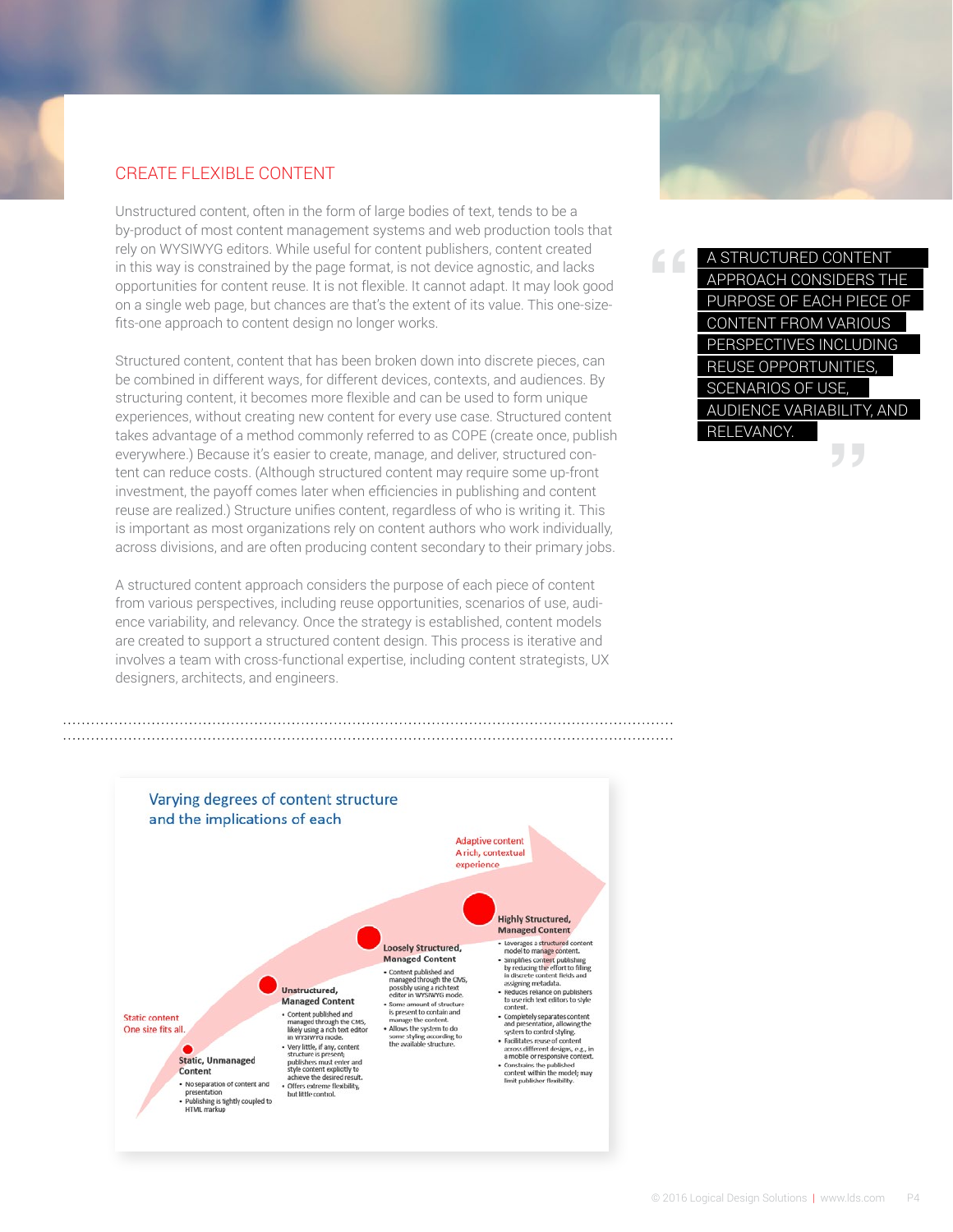## CREATE FLEXIBLE CONTENT

Unstructured content, often in the form of large bodies of text, tends to be a by-product of most content management systems and web production tools that rely on WYSIWYG editors. While useful for content publishers, content created in this way is constrained by the page format, is not device agnostic, and lacks opportunities for content reuse. It is not flexible. It cannot adapt. It may look good on a single web page, but chances are that's the extent of its value. This one-size-fits-one approach to content design no longer works.

Structured content, content that has been broken down into discrete pieces, can be combined in different ways, for different devices, contexts, and audiences. By structuring content, it becomes more flexible and can be used to form unique experiences, without creating new content for every use case. Structured content takes advantage of a method commonly referred to as COPE (create once, publish everywhere.) Because it's easier to create, manage, and deliver, structured content can reduce costs. (Although structured content may require some up-front investment, the payoff comes later when efficiencies in publishing and content reuse are realized.) Structure unifies content, regardless of who is writing it. This is important as most organizations rely on content authors who work individually, across divisions, and are often producing content secondary to their primary jobs.

A structured content approach considers the purpose of each piece of content from various perspectives, including reuse opportunities, scenarios of use, audience variability, and relevancy. Once the strategy is established, content models are created to support a structured content design. This process is iterative and involves a team with cross-functional expertise, including content strategists, UX designers, architects, and engineers.

> "A STRUCTURED CONTENT APPROACH CONSIDERS THE PURPOSE OF EACH PIECE OF CONTENT FROM VARIOUS PERSPECTIVES INCLUDING REUSE OPPORTUNITIES, SCENARIOS OF USE, AUDIENCE VARIABILITY, AND RELEVANCY."

**Varying degrees of content structure and the implications of each**

Static content
One size fits all.

Adaptive content
A rich, contextual experience

**Static, Unmanaged Content**
- No separation of content and presentation
- Publishing is tightly coupled to HTML markup

**Unstructured, Managed Content**
- Content published and managed through the CMS, likely using a rich text editor in WYSIWYG mode.
- Very little, if any, content structure is present; publishers must enter and style content explicitly to acheive the desired result.
- Offers extreme flexibility, but little control.

**Loosely Structured, Managed Content**
- Content published and managed through the CMS, possibly using a rich text editor in WYSIWYG mode.
- Some amount of structure is present to contain and manage the content.
- Allows the system to do some styling according to the available structure.

**Highly Structured, Managed Content**
- Leverages a structured content model to manage content.
- Simplifies content publishing by reducing the effort to filling in discrete content fields and assigning metadata.
- Reduces reliance on publishers to use rich text editors to style content.
- Completely separates content and presentation, allowing the system to control styling.
- Facilitates reuse of content across different designs, e.g., in a mobile or responsive context.
- Constrains the published content within the model; may limit publisher flexibility.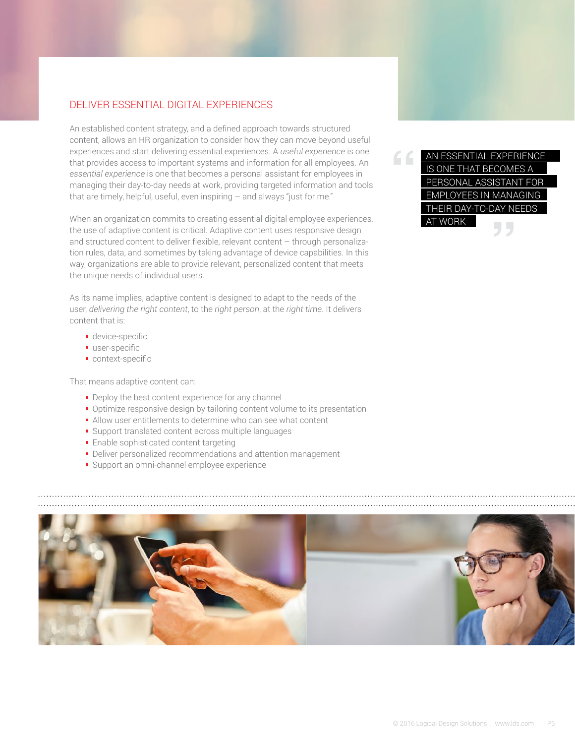## DELIVER ESSENTIAL DIGITAL EXPERIENCES

An established content strategy, and a defined approach towards structured content, allows an HR organization to consider how they can move beyond useful experiences and start delivering essential experiences. A *useful experience* is one that provides access to important systems and information for all employees. An *essential experience* is one that becomes a personal assistant for employees in managing their day-to-day needs at work, providing targeted information and tools that are timely, helpful, useful, even inspiring – and always "just for me."

> "AN ESSENTIAL EXPERIENCE IS ONE THAT BECOMES A PERSONAL ASSISTANT FOR EMPLOYEES IN MANAGING THEIR DAY-TO-DAY NEEDS AT WORK"

When an organization commits to creating essential digital employee experiences, the use of adaptive content is critical. Adaptive content uses responsive design and structured content to deliver flexible, relevant content – through personalization rules, data, and sometimes by taking advantage of device capabilities. In this way, organizations are able to provide relevant, personalized content that meets the unique needs of individual users.

As its name implies, adaptive content is designed to adapt to the needs of the user, *delivering the right content*, to the *right person*, at the *right time*. It delivers content that is:

- device-specific
- user-specific
- context-specific

That means adaptive content can:

- Deploy the best content experience for any channel
- Optimize responsive design by tailoring content volume to its presentation
- Allow user entitlements to determine who can see what content
- Support translated content across multiple languages
- Enable sophisticated content targeting
- Deliver personalized recommendations and attention management
- Support an omni-channel employee experience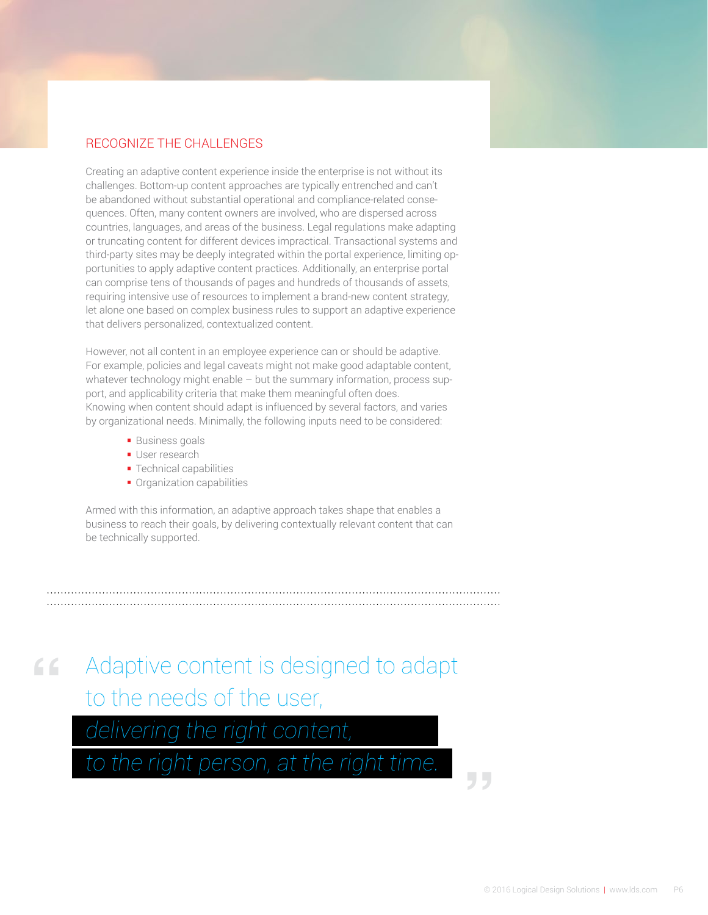## RECOGNIZE THE CHALLENGES

Creating an adaptive content experience inside the enterprise is not without its challenges. Bottom-up content approaches are typically entrenched and can't be abandoned without substantial operational and compliance-related consequences. Often, many content owners are involved, who are dispersed across countries, languages, and areas of the business. Legal regulations make adapting or truncating content for different devices impractical. Transactional systems and third-party sites may be deeply integrated within the portal experience, limiting opportunities to apply adaptive content practices. Additionally, an enterprise portal can comprise tens of thousands of pages and hundreds of thousands of assets, requiring intensive use of resources to implement a brand-new content strategy, let alone one based on complex business rules to support an adaptive experience that delivers personalized, contextualized content.

However, not all content in an employee experience can or should be adaptive. For example, policies and legal caveats might not make good adaptable content, whatever technology might enable – but the summary information, process support, and applicability criteria that make them meaningful often does. Knowing when content should adapt is influenced by several factors, and varies by organizational needs. Minimally, the following inputs need to be considered:

- Business goals
- User research
- Technical capabilities
- Organization capabilities

Armed with this information, an adaptive approach takes shape that enables a business to reach their goals, by delivering contextually relevant content that can be technically supported.

> "Adaptive content is designed to adapt to the needs of the user, *delivering the right content, to the right person, at the right time.*"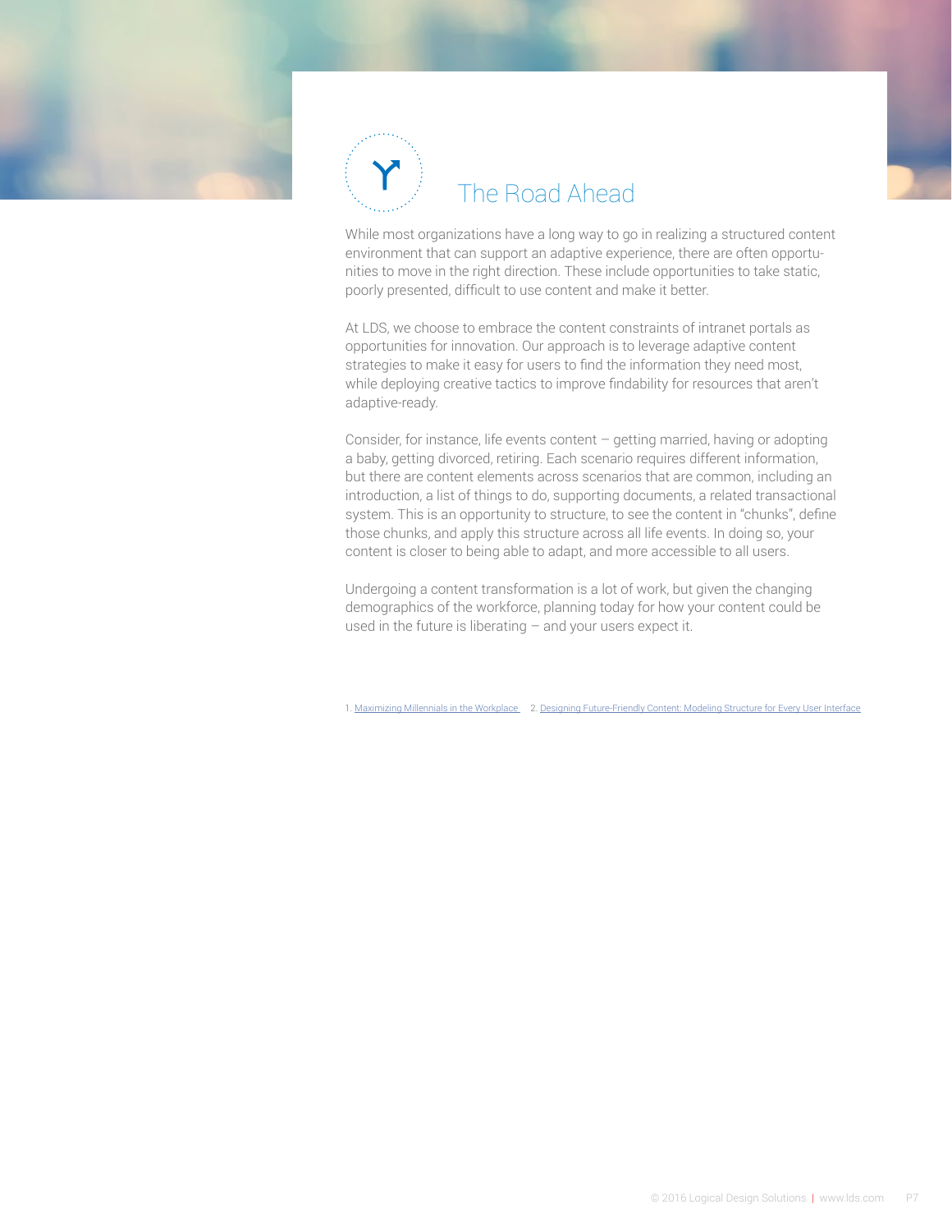## The Road Ahead

While most organizations have a long way to go in realizing a structured content environment that can support an adaptive experience, there are often opportunities to move in the right direction. These include opportunities to take static, poorly presented, difficult to use content and make it better.

At LDS, we choose to embrace the content constraints of intranet portals as opportunities for innovation. Our approach is to leverage adaptive content strategies to make it easy for users to find the information they need most, while deploying creative tactics to improve findability for resources that aren't adaptive-ready.

Consider, for instance, life events content – getting married, having or adopting a baby, getting divorced, retiring. Each scenario requires different information, but there are content elements across scenarios that are common, including an introduction, a list of things to do, supporting documents, a related transactional system. This is an opportunity to structure, to see the content in "chunks", define those chunks, and apply this structure across all life events. In doing so, your content is closer to being able to adapt, and more accessible to all users.

Undergoing a content transformation is a lot of work, but given the changing demographics of the workforce, planning today for how your content could be used in the future is liberating – and your users expect it.

1. Maximizing Millennials in the Workplace 2. Designing Future-Friendly Content: Modeling Structure for Every User Interface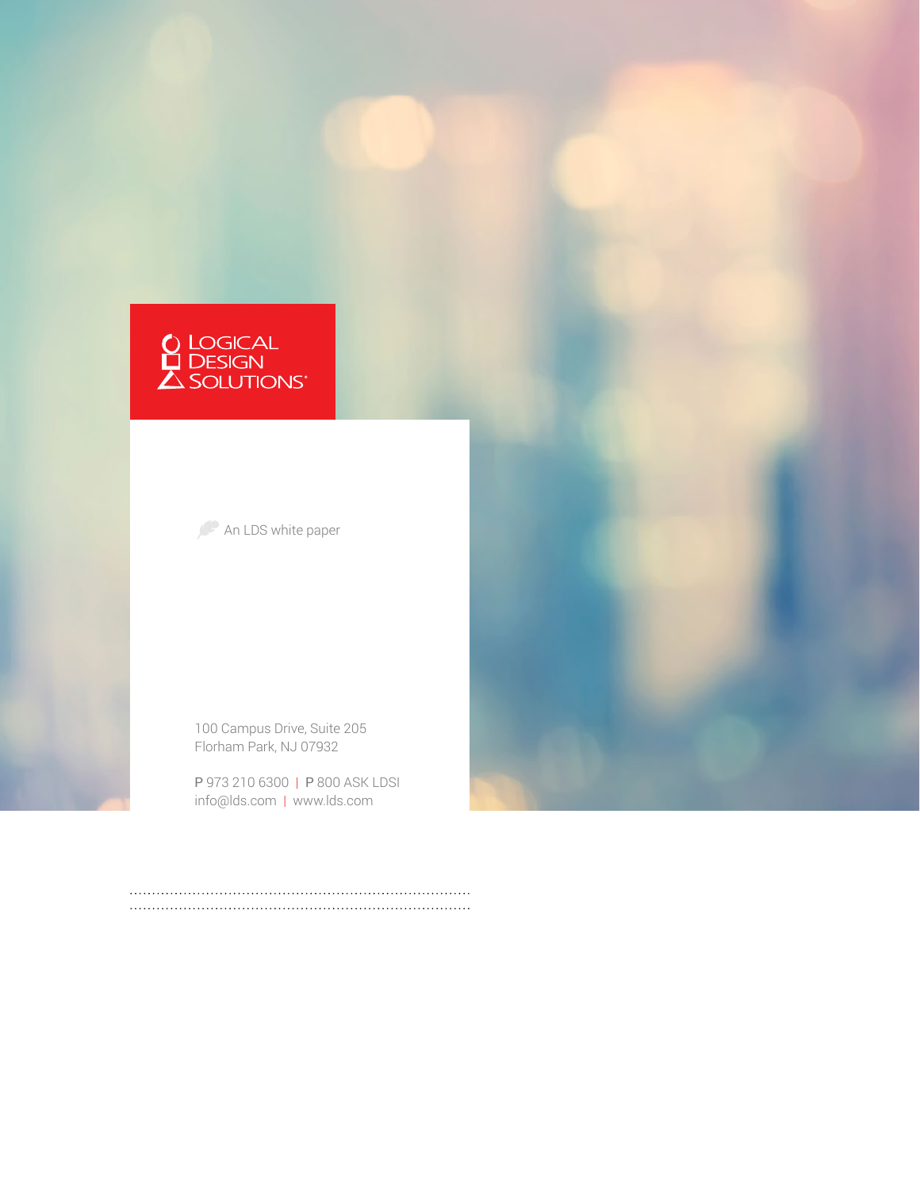LOGICAL DESIGN SOLUTIONS®

An LDS white paper

100 Campus Drive, Suite 205
Florham Park, NJ 07932

P 973 210 6300 | P 800 ASK LDSI
info@lds.com | www.lds.com